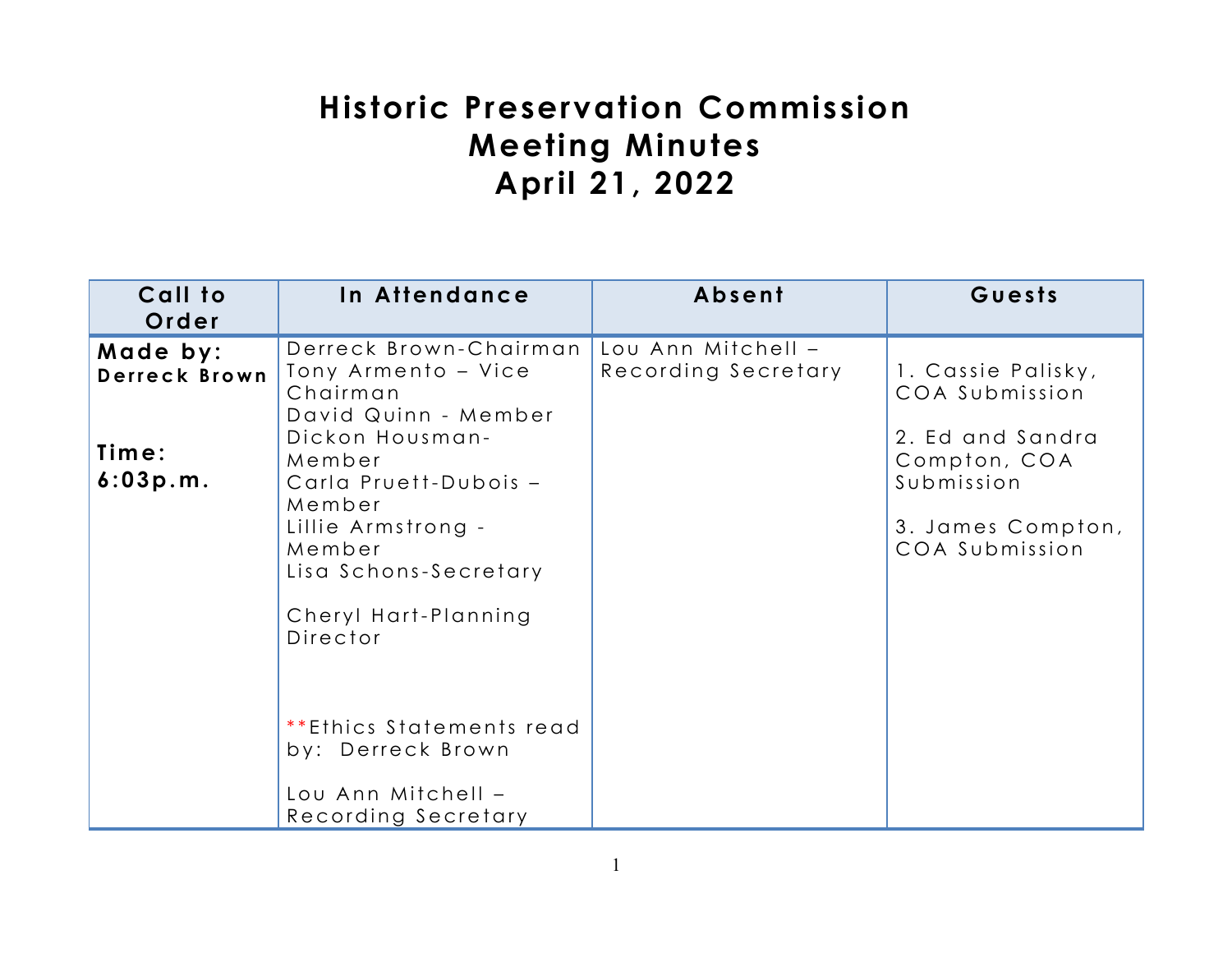# Historic Preservation Commission Meeting Minutes April 21, 2022

| Call to Order | In Attendance | Absent | Guests |
|---|---|---|---|
| **Made by: Derreck Brown**<br><br>**Time: 6:03p.m.** | Derreck Brown-Chairman<br>Tony Armento – Vice Chairman<br>David Quinn - Member<br>Dickon Housman- Member<br>Carla Pruett-Dubois – Member<br>Lillie Armstrong - Member<br>Lisa Schons-Secretary<br><br>Cheryl Hart-Planning Director<br><br>**Ethics Statements read by: Derreck Brown<br><br>Lou Ann Mitchell – Recording Secretary | Lou Ann Mitchell – Recording Secretary | 1. Cassie Palisky, COA Submission<br><br>2. Ed and Sandra Compton, COA Submission<br><br>3. James Compton, COA Submission |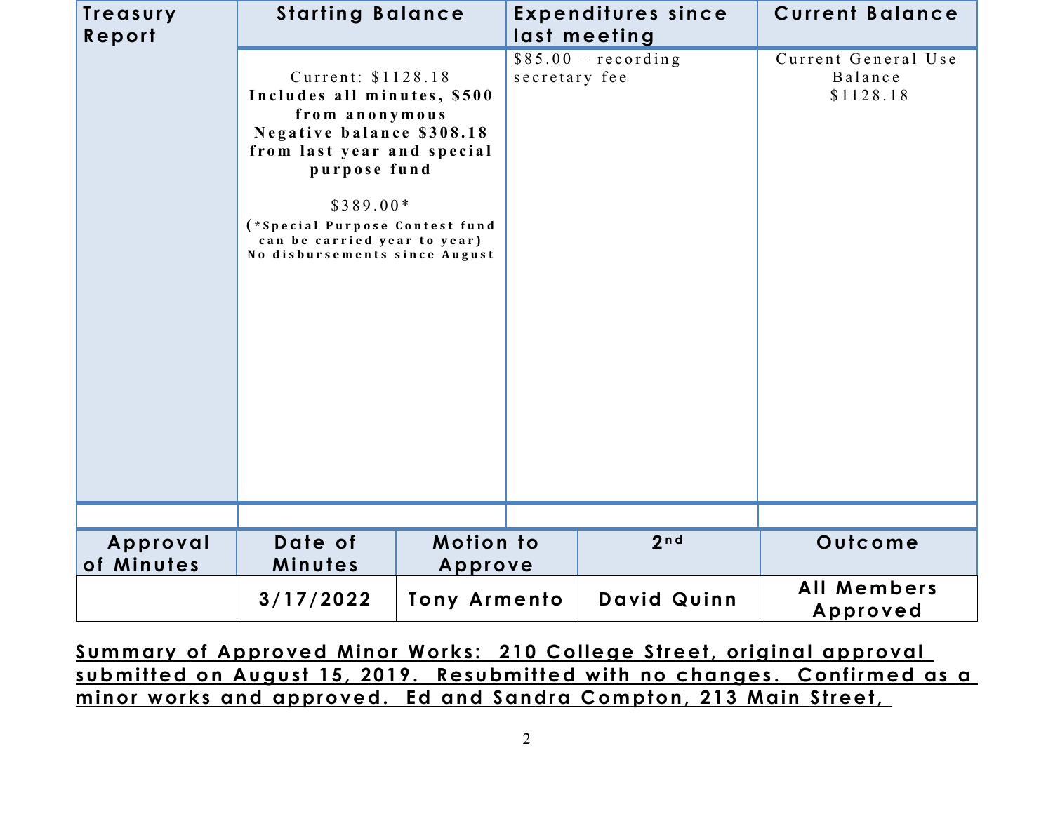| Treasury Report | Starting Balance | Expenditures since last meeting | Current Balance |
|---|---|---|---|
| | Current: $1128.18 **Includes all minutes, $500 from anonymous Negative balance $308.18 from last year and special purpose fund**<br><br>$389.00*<br>**(*Special Purpose Contest fund can be carried year to year) No disbursements since August** | $85.00 – recording secretary fee | Current General Use Balance $1128.18 |

| Approval of Minutes | Date of Minutes | Motion to Approve | 2nd | Outcome |
|---|---|---|---|---|
| | **3/17/2022** | **Tony Armento** | **David Quinn** | **All Members Approved** |

**Summary of Approved Minor Works: 210 College Street, original approval submitted on August 15, 2019. Resubmitted with no changes. Confirmed as a minor works and approved. Ed and Sandra Compton, 213 Main Street,**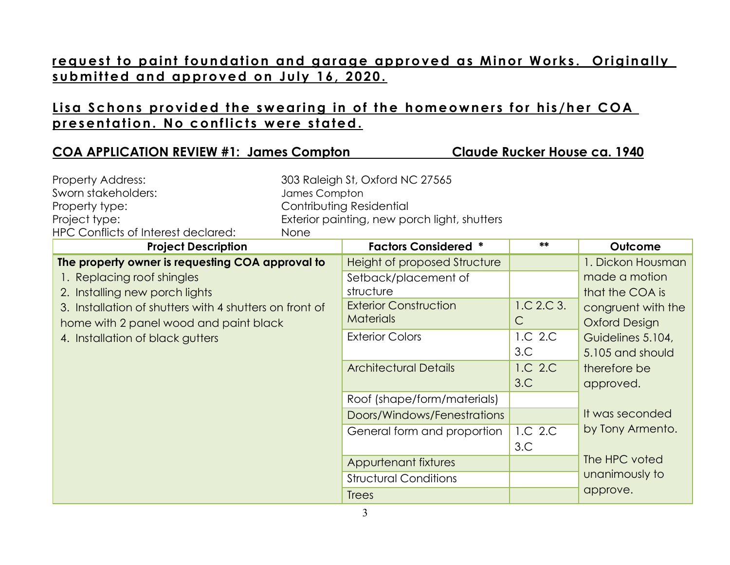**request to paint foundation and garage approved as Minor Works. Originally submitted and approved on July 16, 2020.**

**Lisa Schons provided the swearing in of the homeowners for his/her COA presentation. No conflicts were stated.**

## COA APPLICATION REVIEW #1: James Compton — Claude Rucker House ca. 1940

Property Address: 303 Raleigh St, Oxford NC 27565
Sworn stakeholders: James Compton
Property type: Contributing Residential
Project type: Exterior painting, new porch light, shutters
HPC Conflicts of Interest declared: None

| Project Description | Factors Considered * | ** | Outcome |
|---|---|---|---|
| **The property owner is requesting COA approval to**<br>1. Replacing roof shingles<br>2. Installing new porch lights<br>3. Installation of shutters with 4 shutters on front of home with 2 panel wood and paint black<br>4. Installation of black gutters | Height of proposed Structure | | 1. Dickon Housman made a motion that the COA is congruent with the Oxford Design Guidelines 5.104, 5.105 and should therefore be approved.<br><br>It was seconded by Tony Armento.<br><br>The HPC voted unanimously to approve. |
| | Setback/placement of structure | | |
| | Exterior Construction Materials | 1.C 2.C 3.C | |
| | Exterior Colors | 1.C 2.C 3.C | |
| | Architectural Details | 1.C 2.C 3.C | |
| | Roof (shape/form/materials) | | |
| | Doors/Windows/Fenestrations | | |
| | General form and proportion | 1.C 2.C 3.C | |
| | Appurtenant fixtures | | |
| | Structural Conditions | | |
| | Trees | | |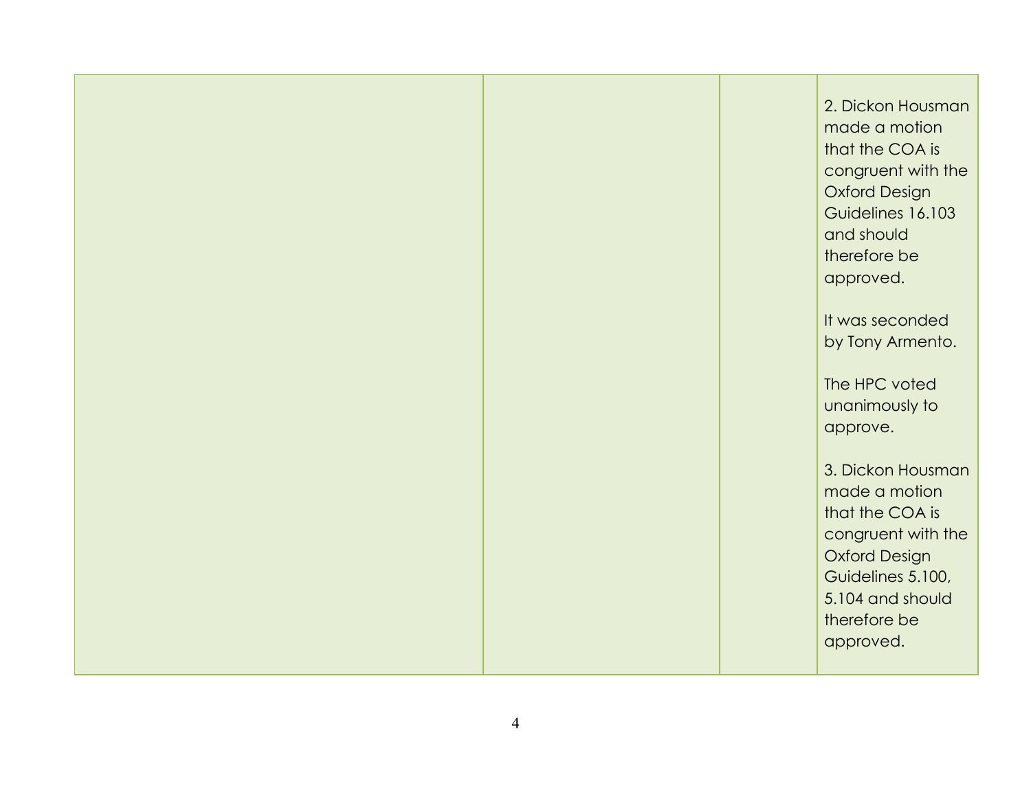| | | | |
|---|---|---|---|
| | | | 2. Dickon Housman made a motion that the COA is congruent with the Oxford Design Guidelines 16.103 and should therefore be approved.<br><br>It was seconded by Tony Armento.<br><br>The HPC voted unanimously to approve.<br><br>3. Dickon Housman made a motion that the COA is congruent with the Oxford Design Guidelines 5.100, 5.104 and should therefore be approved. |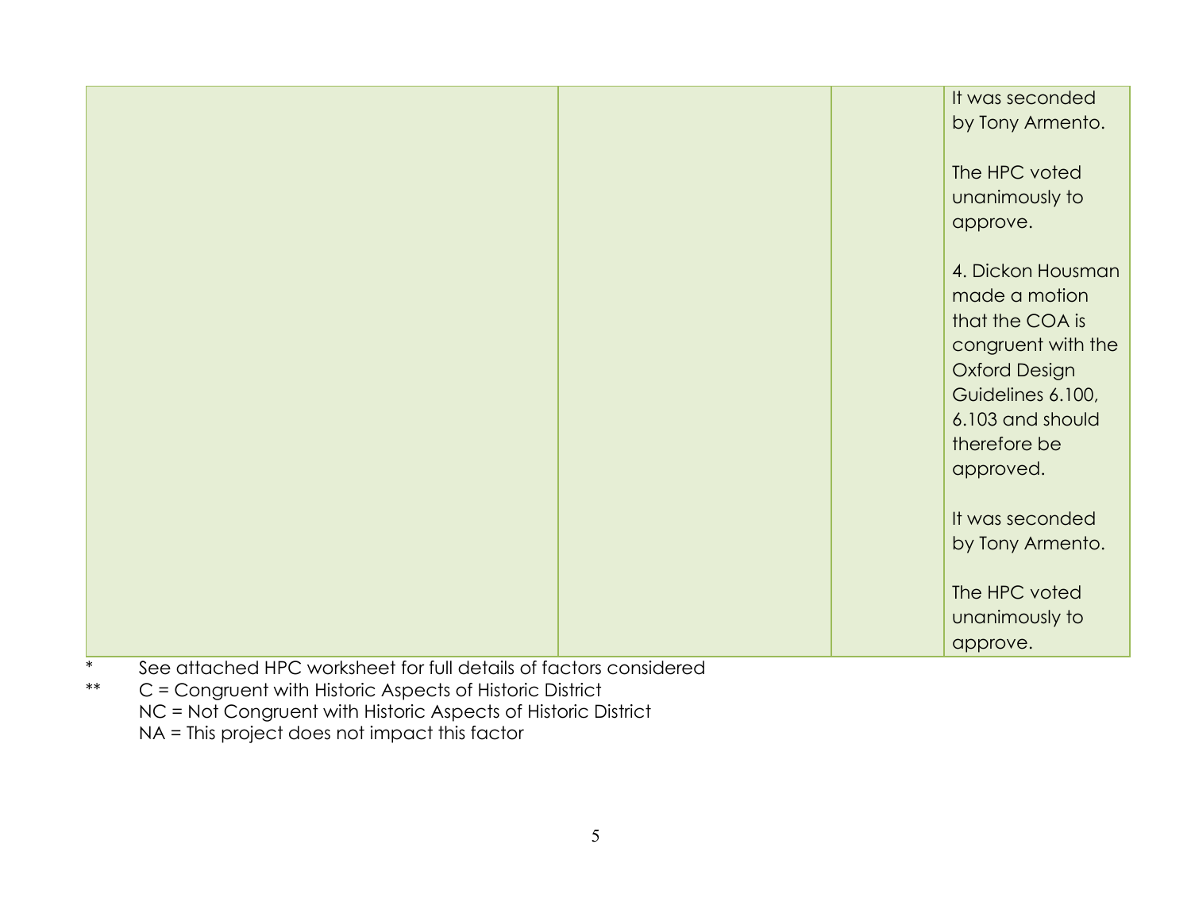| | | | |
|---|---|---|---|
| | | | It was seconded by Tony Armento.<br><br>The HPC voted unanimously to approve.<br><br>4. Dickon Housman made a motion that the COA is congruent with the Oxford Design Guidelines 6.100, 6.103 and should therefore be approved.<br><br>It was seconded by Tony Armento.<br><br>The HPC voted unanimously to approve. |

\* See attached HPC worksheet for full details of factors considered

\*\* C = Congruent with Historic Aspects of Historic District
NC = Not Congruent with Historic Aspects of Historic District
NA = This project does not impact this factor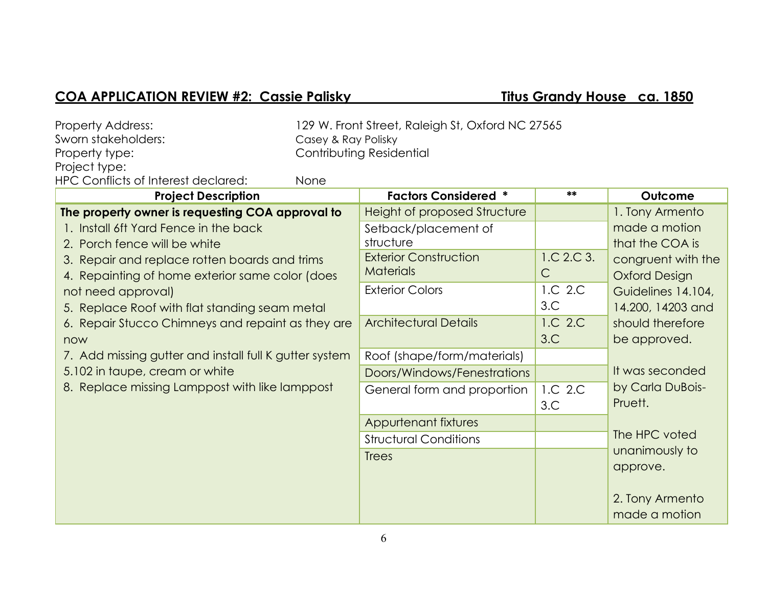**COA APPLICATION REVIEW #2: Cassie Palisky** **Titus Grandy House ca. 1850**

Property Address: 129 W. Front Street, Raleigh St, Oxford NC 27565
Sworn stakeholders: Casey & Ray Polisky
Property type: Contributing Residential
Project type:
HPC Conflicts of Interest declared: None

| Project Description | Factors Considered * | ** | Outcome |
|---|---|---|---|
| **The property owner is requesting COA approval to**<br>1. Install 6ft Yard Fence in the back<br>2. Porch fence will be white<br>3. Repair and replace rotten boards and trims<br>4. Repainting of home exterior same color (does not need approval)<br>5. Replace Roof with flat standing seam metal<br>6. Repair Stucco Chimneys and repaint as they are now<br>7. Add missing gutter and install full K gutter system 5.102 in taupe, cream or white<br>8. Replace missing Lamppost with like lamppost | Height of proposed Structure | | 1. Tony Armento made a motion that the COA is congruent with the Oxford Design Guidelines 14.104, 14.200, 14203 and should therefore be approved.<br><br>It was seconded by Carla DuBois-Pruett.<br><br>The HPC voted unanimously to approve.<br><br>2. Tony Armento made a motion |
| | Setback/placement of structure | | |
| | Exterior Construction Materials | 1.C 2.C 3.C | |
| | Exterior Colors | 1.C 2.C 3.C | |
| | Architectural Details | 1.C 2.C 3.C | |
| | Roof (shape/form/materials) | | |
| | Doors/Windows/Fenestrations | | |
| | General form and proportion | 1.C 2.C 3.C | |
| | Appurtenant fixtures | | |
| | Structural Conditions | | |
| | Trees | | |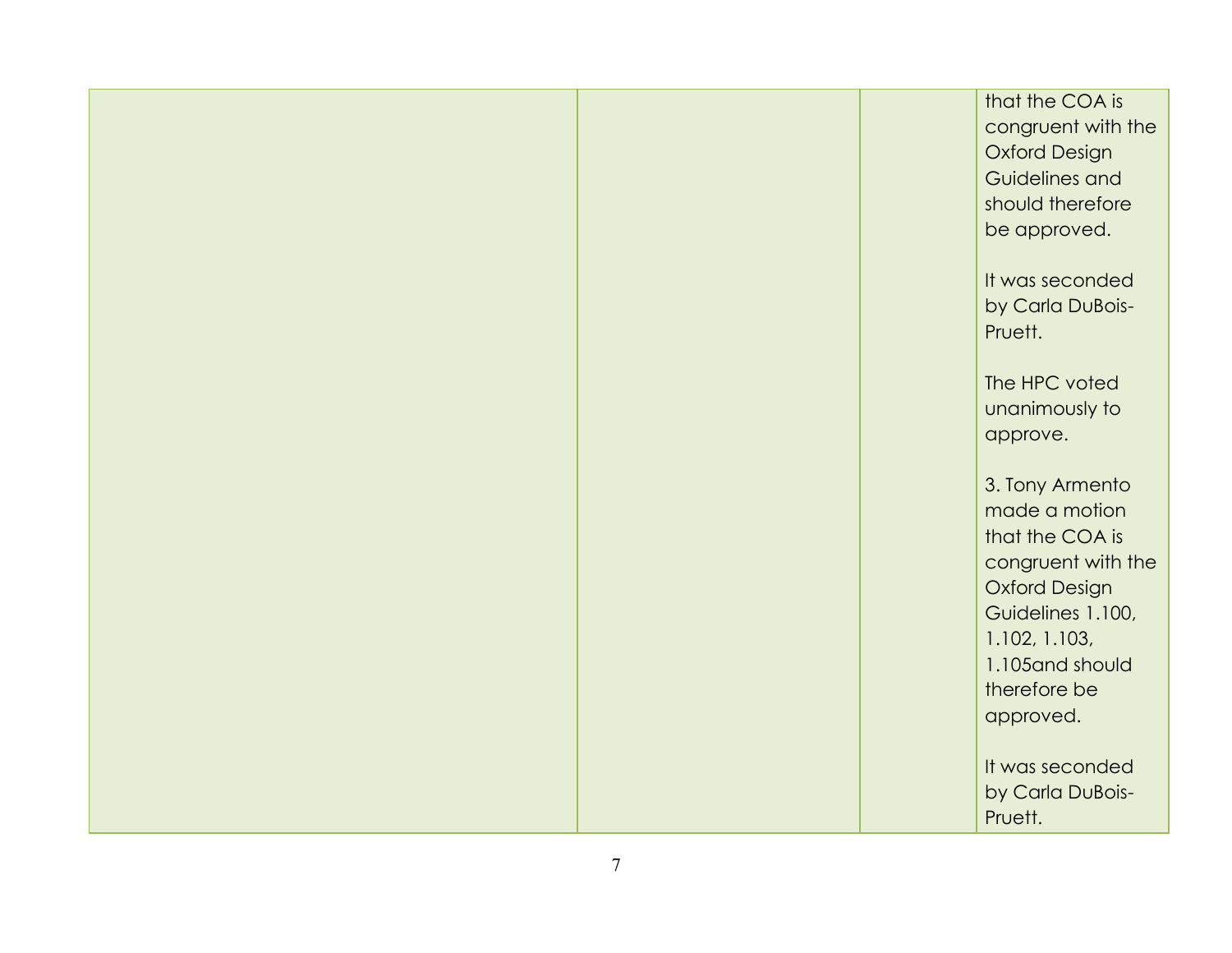| | | | that the COA is congruent with the Oxford Design Guidelines and should therefore be approved.<br><br>It was seconded by Carla DuBois-Pruett.<br><br>The HPC voted unanimously to approve.<br><br>3. Tony Armento made a motion that the COA is congruent with the Oxford Design Guidelines 1.100, 1.102, 1.103, 1.105and should therefore be approved.<br><br>It was seconded by Carla DuBois-Pruett. |
|---|---|---|---|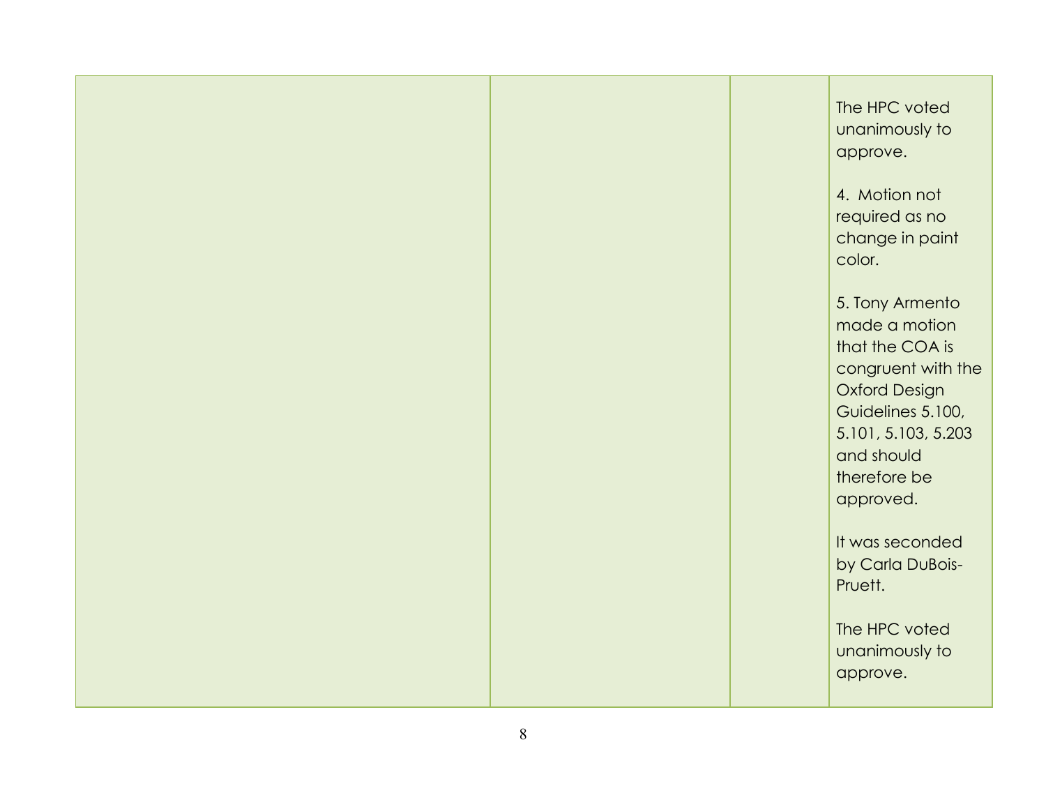| | | | |
|---|---|---|---|
| | | | The HPC voted unanimously to approve.<br><br>4. Motion not required as no change in paint color.<br><br>5. Tony Armento made a motion that the COA is congruent with the Oxford Design Guidelines 5.100, 5.101, 5.103, 5.203 and should therefore be approved.<br><br>It was seconded by Carla DuBois-Pruett.<br><br>The HPC voted unanimously to approve. |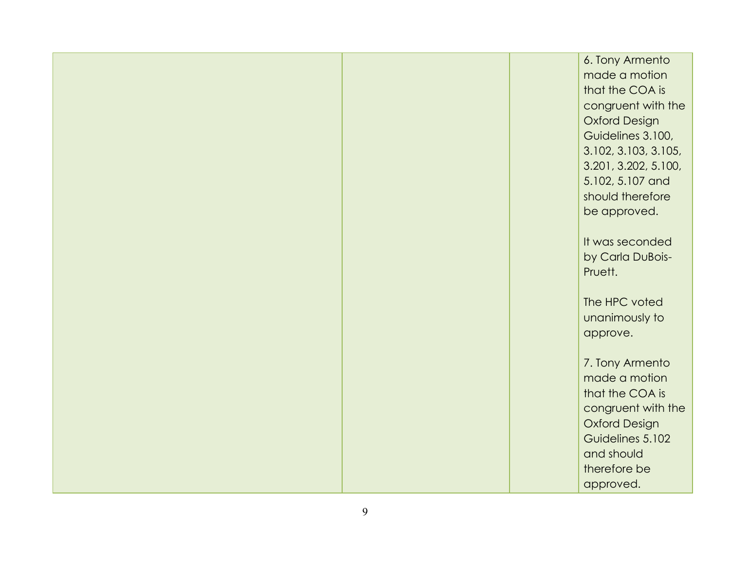| | | | |
|---|---|---|---|
| | | | 6. Tony Armento made a motion that the COA is congruent with the Oxford Design Guidelines 3.100, 3.102, 3.103, 3.105, 3.201, 3.202, 5.100, 5.102, 5.107 and should therefore be approved.<br><br>It was seconded by Carla DuBois-Pruett.<br><br>The HPC voted unanimously to approve.<br><br>7. Tony Armento made a motion that the COA is congruent with the Oxford Design Guidelines 5.102 and should therefore be approved. |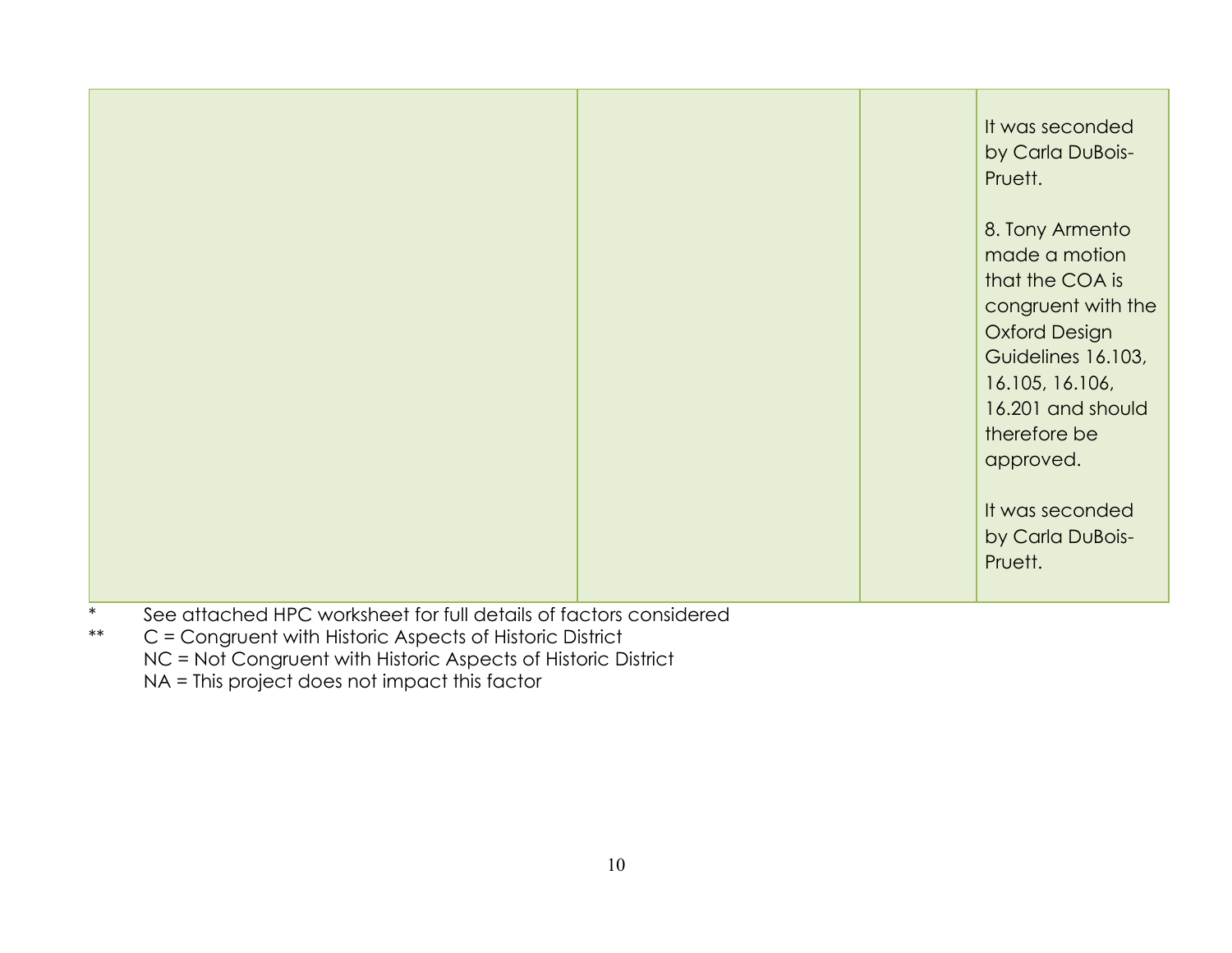| | | | |
|---|---|---|---|
| | | | It was seconded by Carla DuBois-Pruett.<br><br>8. Tony Armento made a motion that the COA is congruent with the Oxford Design Guidelines 16.103, 16.105, 16.106, 16.201 and should therefore be approved.<br><br>It was seconded by Carla DuBois-Pruett. |

\* See attached HPC worksheet for full details of factors considered

\*\* C = Congruent with Historic Aspects of Historic District
NC = Not Congruent with Historic Aspects of Historic District
NA = This project does not impact this factor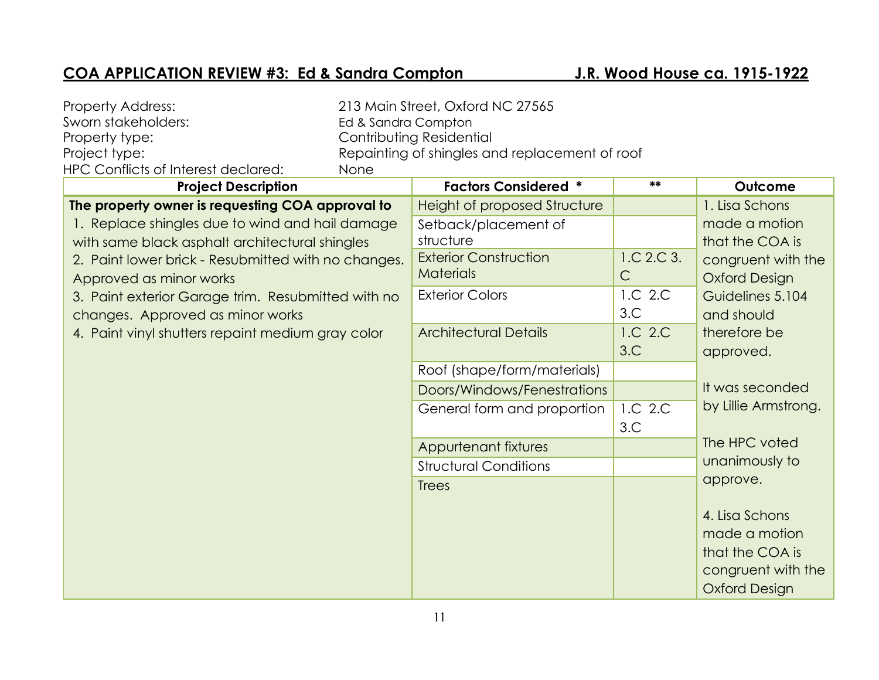## COA APPLICATION REVIEW #3: Ed & Sandra Compton J.R. Wood House ca. 1915-1922

Property Address: 213 Main Street, Oxford NC 27565
Sworn stakeholders: Ed & Sandra Compton
Property type: Contributing Residential
Project type: Repainting of shingles and replacement of roof
HPC Conflicts of Interest declared: None

| Project Description | Factors Considered * | ** | Outcome |
|---|---|---|---|
| **The property owner is requesting COA approval to** 1. Replace shingles due to wind and hail damage with same black asphalt architectural shingles 2. Paint lower brick - Resubmitted with no changes. Approved as minor works 3. Paint exterior Garage trim. Resubmitted with no changes. Approved as minor works 4. Paint vinyl shutters repaint medium gray color | Height of proposed Structure | | 1. Lisa Schons made a motion that the COA is congruent with the Oxford Design Guidelines 5.104 and should therefore be approved. It was seconded by Lillie Armstrong. The HPC voted unanimously to approve. 4. Lisa Schons made a motion that the COA is congruent with the Oxford Design |
| | Setback/placement of structure | | |
| | Exterior Construction Materials | 1.C 2.C 3.C | |
| | Exterior Colors | 1.C 2.C 3.C | |
| | Architectural Details | 1.C 2.C 3.C | |
| | Roof (shape/form/materials) | | |
| | Doors/Windows/Fenestrations | | |
| | General form and proportion | 1.C 2.C 3.C | |
| | Appurtenant fixtures | | |
| | Structural Conditions | | |
| | Trees | | |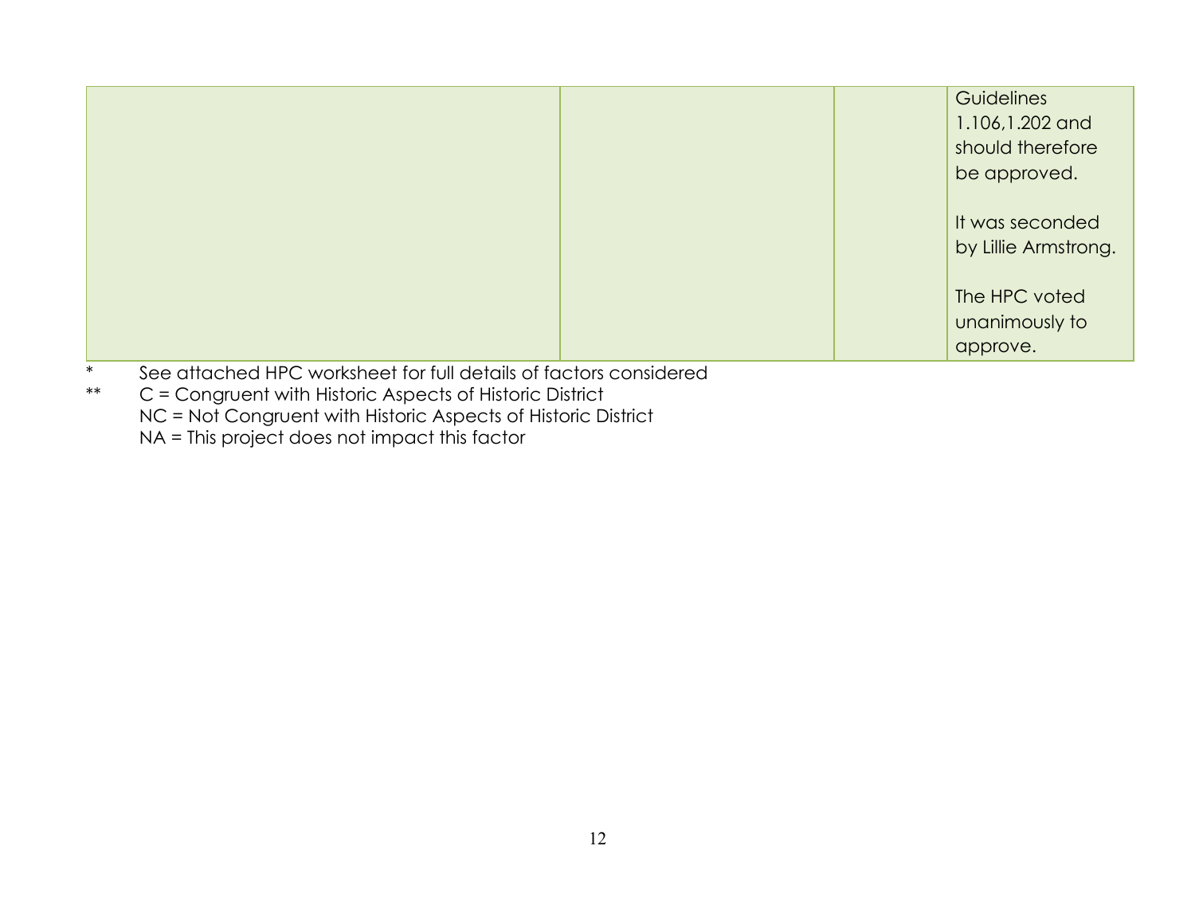| | | | |
|---|---|---|---|
| | | | Guidelines 1.106,1.202 and should therefore be approved.<br><br>It was seconded by Lillie Armstrong.<br><br>The HPC voted unanimously to approve. |

\* See attached HPC worksheet for full details of factors considered

\*\* C = Congruent with Historic Aspects of Historic District

NC = Not Congruent with Historic Aspects of Historic District

NA = This project does not impact this factor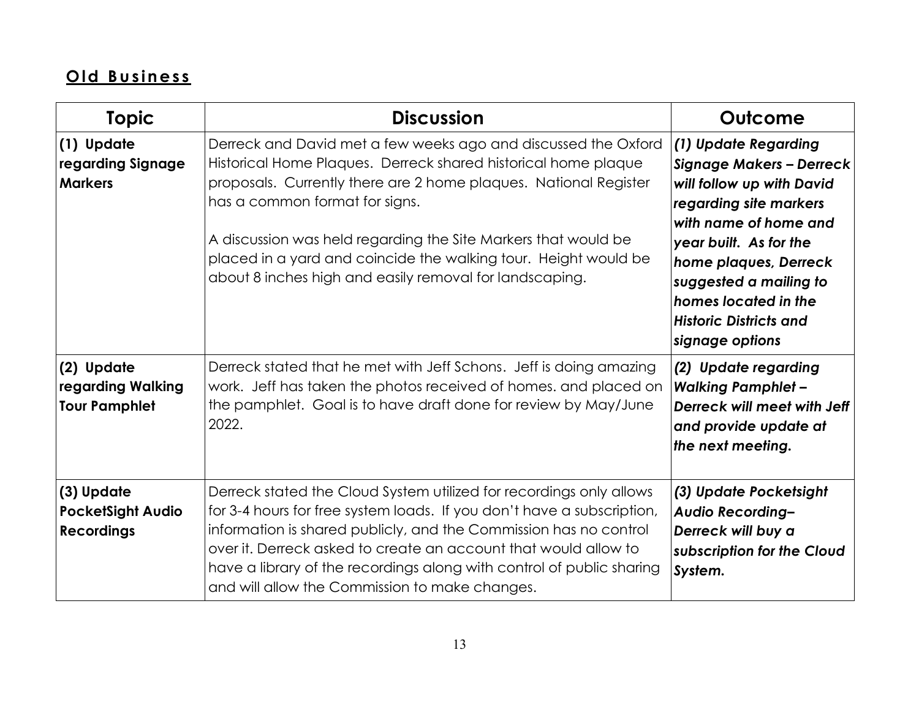## **Old Business**

| Topic | Discussion | Outcome |
|---|---|---|
| **(1) Update regarding Signage Markers** | Derreck and David met a few weeks ago and discussed the Oxford Historical Home Plaques. Derreck shared historical home plaque proposals. Currently there are 2 home plaques. National Register has a common format for signs.<br><br>A discussion was held regarding the Site Markers that would be placed in a yard and coincide the walking tour. Height would be about 8 inches high and easily removal for landscaping. | ***(1) Update Regarding Signage Makers – Derreck will follow up with David regarding site markers with name of home and year built. As for the home plaques, Derreck suggested a mailing to homes located in the Historic Districts and signage options*** |
| **(2) Update regarding Walking Tour Pamphlet** | Derreck stated that he met with Jeff Schons. Jeff is doing amazing work. Jeff has taken the photos received of homes. and placed on the pamphlet. Goal is to have draft done for review by May/June 2022. | ***(2) Update regarding Walking Pamphlet – Derreck will meet with Jeff and provide update at the next meeting.*** |
| **(3) Update PocketSight Audio Recordings** | Derreck stated the Cloud System utilized for recordings only allows for 3-4 hours for free system loads. If you don't have a subscription, information is shared publicly, and the Commission has no control over it. Derreck asked to create an account that would allow to have a library of the recordings along with control of public sharing and will allow the Commission to make changes. | ***(3) Update Pocketsight Audio Recording– Derreck will buy a subscription for the Cloud System.*** |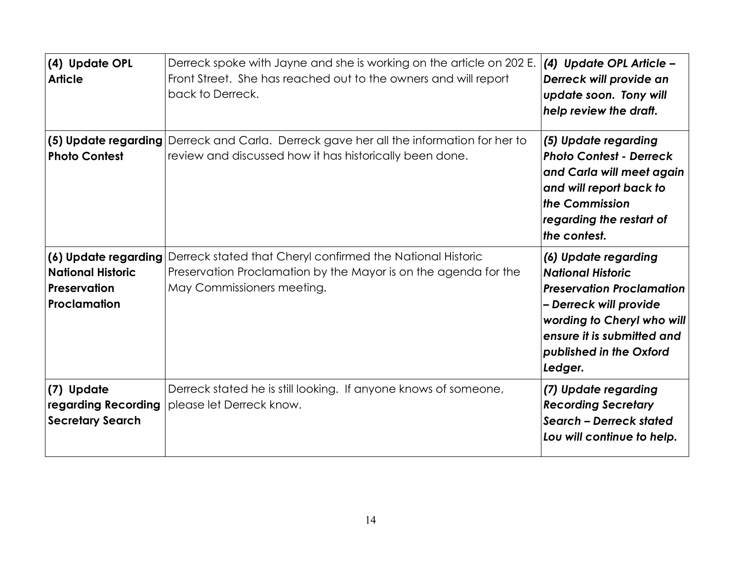| **(4) Update OPL Article** | Derreck spoke with Jayne and she is working on the article on 202 E. Front Street. She has reached out to the owners and will report back to Derreck. | ***(4) Update OPL Article – Derreck will provide an update soon. Tony will help review the draft.*** |
|---|---|---|
| **(5) Update regarding Photo Contest** | Derreck and Carla. Derreck gave her all the information for her to review and discussed how it has historically been done. | ***(5) Update regarding Photo Contest - Derreck and Carla will meet again and will report back to the Commission regarding the restart of the contest.*** |
| **(6) Update regarding National Historic Preservation Proclamation** | Derreck stated that Cheryl confirmed the National Historic Preservation Proclamation by the Mayor is on the agenda for the May Commissioners meeting. | ***(6) Update regarding National Historic Preservation Proclamation – Derreck will provide wording to Cheryl who will ensure it is submitted and published in the Oxford Ledger.*** |
| **(7) Update regarding Recording Secretary Search** | Derreck stated he is still looking. If anyone knows of someone, please let Derreck know. | ***(7) Update regarding Recording Secretary Search – Derreck stated Lou will continue to help.*** |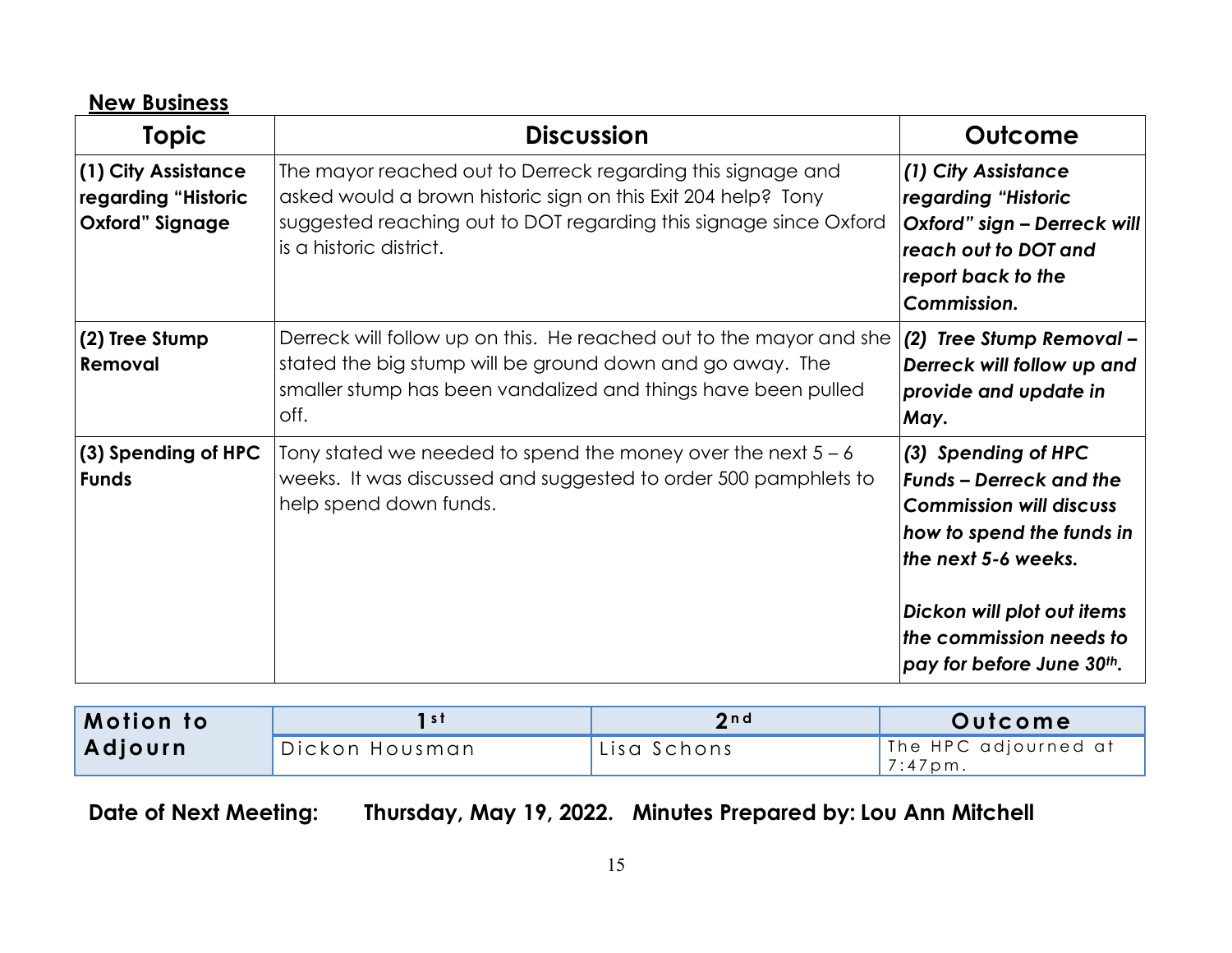## New Business

| Topic | Discussion | Outcome |
|---|---|---|
| **(1) City Assistance regarding "Historic Oxford" Signage** | The mayor reached out to Derreck regarding this signage and asked would a brown historic sign on this Exit 204 help? Tony suggested reaching out to DOT regarding this signage since Oxford is a historic district. | ***(1) City Assistance regarding "Historic Oxford" sign – Derreck will reach out to DOT and report back to the Commission.*** |
| **(2) Tree Stump Removal** | Derreck will follow up on this. He reached out to the mayor and she stated the big stump will be ground down and go away. The smaller stump has been vandalized and things have been pulled off. | ***(2) Tree Stump Removal – Derreck will follow up and provide and update in May.*** |
| **(3) Spending of HPC Funds** | Tony stated we needed to spend the money over the next 5 – 6 weeks. It was discussed and suggested to order 500 pamphlets to help spend down funds. | ***(3) Spending of HPC Funds – Derreck and the Commission will discuss how to spend the funds in the next 5-6 weeks.***<br><br>***Dickon will plot out items the commission needs to pay for before June 30th.*** |

| Motion to Adjourn | 1st | 2nd | Outcome |
|---|---|---|---|
| | Dickon Housman | Lisa Schons | The HPC adjourned at 7:47pm. |

**Date of Next Meeting: Thursday, May 19, 2022. Minutes Prepared by: Lou Ann Mitchell**